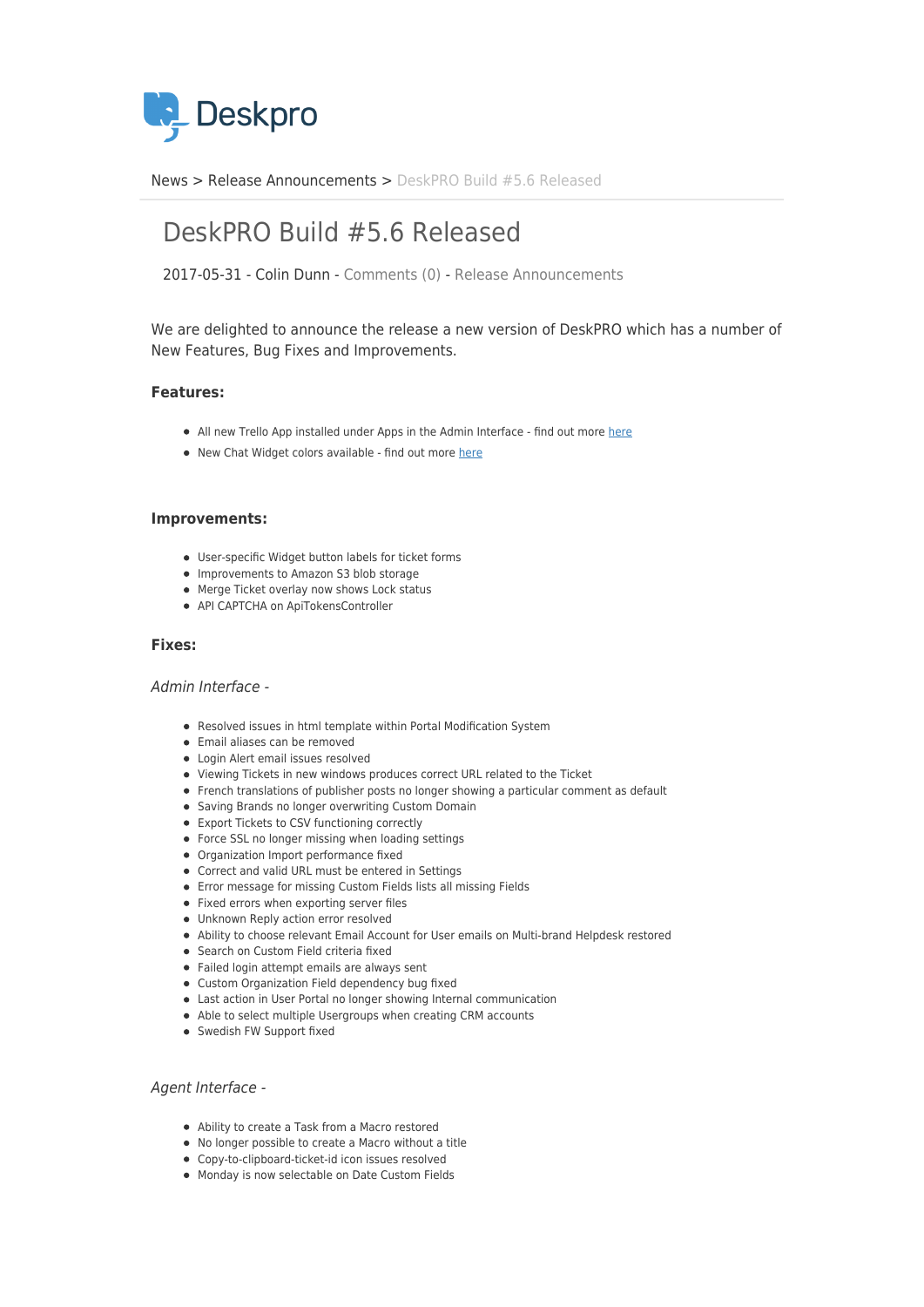Deskpro

News > Release Announcements > DeskPRO Build #5.6 Released

# DeskPRO Build #5.6 Released

2017-05-31 - Colin Dunn - Comments (0) - Release Announcements

We are delighted to announce the release a new version of DeskPRO which has a number of New Features, Bug Fixes and Improvements.

**Features:**

- All new Trello App installed under Apps in the Admin Interface - find out more here
- New Chat Widget colors available - find out more here

**Improvements:**

- User-specific Widget button labels for ticket forms
- Improvements to Amazon S3 blob storage
- Merge Ticket overlay now shows Lock status
- API CAPTCHA on ApiTokensController

**Fixes:**

*Admin Interface -*

- Resolved issues in html template within Portal Modification System
- Email aliases can be removed
- Login Alert email issues resolved
- Viewing Tickets in new windows produces correct URL related to the Ticket
- French translations of publisher posts no longer showing a particular comment as default
- Saving Brands no longer overwriting Custom Domain
- Export Tickets to CSV functioning correctly
- Force SSL no longer missing when loading settings
- Organization Import performance fixed
- Correct and valid URL must be entered in Settings
- Error message for missing Custom Fields lists all missing Fields
- Fixed errors when exporting server files
- Unknown Reply action error resolved
- Ability to choose relevant Email Account for User emails on Multi-brand Helpdesk restored
- Search on Custom Field criteria fixed
- Failed login attempt emails are always sent
- Custom Organization Field dependency bug fixed
- Last action in User Portal no longer showing Internal communication
- Able to select multiple Usergroups when creating CRM accounts
- Swedish FW Support fixed

*Agent Interface -*

- Ability to create a Task from a Macro restored
- No longer possible to create a Macro without a title
- Copy-to-clipboard-ticket-id icon issues resolved
- Monday is now selectable on Date Custom Fields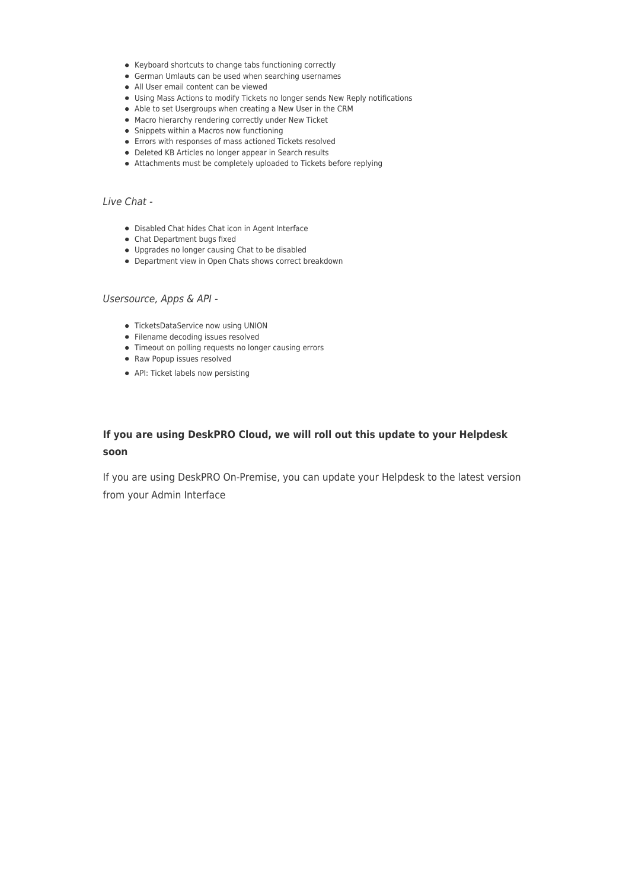- Keyboard shortcuts to change tabs functioning correctly
- German Umlauts can be used when searching usernames
- All User email content can be viewed
- Using Mass Actions to modify Tickets no longer sends New Reply notifications
- Able to set Usergroups when creating a New User in the CRM
- Macro hierarchy rendering correctly under New Ticket
- Snippets within a Macros now functioning
- Errors with responses of mass actioned Tickets resolved
- Deleted KB Articles no longer appear in Search results
- Attachments must be completely uploaded to Tickets before replying

*Live Chat -*

- Disabled Chat hides Chat icon in Agent Interface
- Chat Department bugs fixed
- Upgrades no longer causing Chat to be disabled
- Department view in Open Chats shows correct breakdown

*Usersource, Apps & API -*

- TicketsDataService now using UNION
- Filename decoding issues resolved
- Timeout on polling requests no longer causing errors
- Raw Popup issues resolved
- API: Ticket labels now persisting

**If you are using DeskPRO Cloud, we will roll out this update to your Helpdesk soon**

If you are using DeskPRO On-Premise, you can update your Helpdesk to the latest version from your Admin Interface